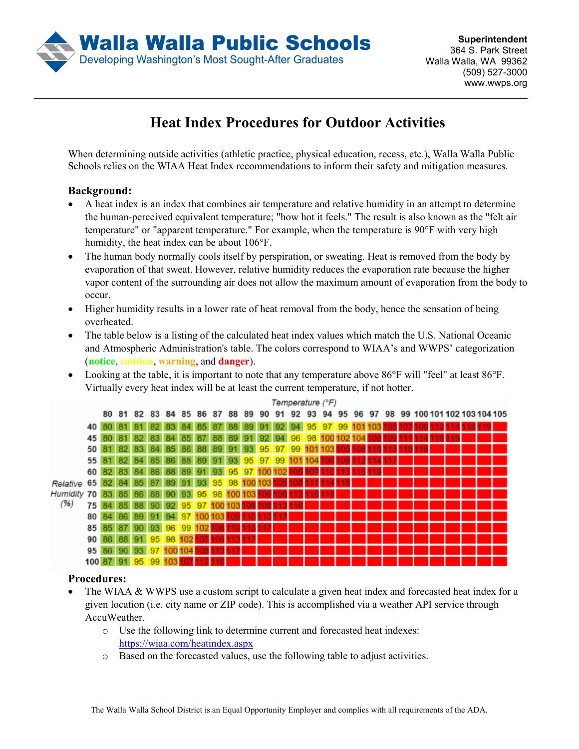# Walla Walla Public Schools

Developing Washington's Most Sought-After Graduates

**Superintendent**
364 S. Park Street
Walla Walla, WA 99362
(509) 527-3000
www.wwps.org

---

## Heat Index Procedures for Outdoor Activities

When determining outside activities (athletic practice, physical education, recess, etc.), Walla Walla Public Schools relies on the WIAA Heat Index recommendations to inform their safety and mitigation measures.

### Background:

- A heat index is an index that combines air temperature and relative humidity in an attempt to determine the human-perceived equivalent temperature; "how hot it feels." The result is also known as the "felt air temperature" or "apparent temperature." For example, when the temperature is 90°F with very high humidity, the heat index can be about 106°F.
- The human body normally cools itself by perspiration, or sweating. Heat is removed from the body by evaporation of that sweat. However, relative humidity reduces the evaporation rate because the higher vapor content of the surrounding air does not allow the maximum amount of evaporation from the body to occur.
- Higher humidity results in a lower rate of heat removal from the body, hence the sensation of being overheated.
- The table below is a listing of the calculated heat index values which match the U.S. National Oceanic and Atmospheric Administration's table. The colors correspond to WIAA's and WWPS' categorization (**notice**, **caution**, **warning**, and **danger**).
- Looking at the table, it is important to note that any temperature above 86°F will "feel" at least 86°F. Virtually every heat index will be at least the current temperature, if not hotter.

| Relative Humidity (%) \ Temperature (°F) | 80 | 81 | 82 | 83 | 84 | 85 | 86 | 87 | 88 | 89 | 90 | 91 | 92 | 93 | 94 | 95 | 96 | 97 | 98 | 99 | 100 | 101 | 102 | 103 | 104 | 105 |
|---|---|---|---|---|---|---|---|---|---|---|---|---|---|---|---|---|---|---|---|---|---|---|---|---|---|---|
| 40 | 80 | 81 | 81 | 82 | 83 | 84 | 85 | 87 | 88 | 89 | 91 | 92 | 94 | 95 | 97 | 99 | 101 | 103 | 105 | 107 | 109 | 112 | 114 | 116 | 119 | |
| 45 | 80 | 81 | 82 | 83 | 84 | 85 | 87 | 88 | 89 | 91 | 92 | 94 | 96 | 98 | 100 | 102 | 104 | 106 | 109 | 111 | 114 | 116 | 119 | | | |
| 50 | 81 | 82 | 83 | 84 | 85 | 86 | 88 | 89 | 91 | 93 | 95 | 97 | 99 | 101 | 103 | 105 | 108 | 110 | 113 | 115 | 118 | | | | | |
| 55 | 81 | 82 | 84 | 85 | 86 | 88 | 89 | 91 | 93 | 95 | 97 | 99 | 101 | 104 | 106 | 109 | 112 | 114 | 117 | | | | | | | |
| 60 | 82 | 83 | 84 | 86 | 88 | 89 | 91 | 93 | 95 | 97 | 100 | 102 | 105 | 107 | 110 | 113 | 116 | 119 | | | | | | | | |
| 65 | 82 | 84 | 85 | 87 | 89 | 91 | 93 | 95 | 98 | 100 | 103 | 105 | 108 | 111 | 114 | 118 | | | | | | | | | | |
| 70 | 83 | 85 | 86 | 88 | 90 | 93 | 95 | 98 | 100 | 103 | 106 | 109 | 112 | 116 | 119 | | | | | | | | | | | |
| 75 | 84 | 85 | 88 | 90 | 92 | 95 | 97 | 100 | 103 | 106 | 109 | 113 | 116 | | | | | | | | | | | | | |
| 80 | 84 | 86 | 89 | 91 | 94 | 97 | 100 | 103 | 106 | 110 | 113 | 117 | | | | | | | | | | | | | | |
| 85 | 85 | 87 | 90 | 93 | 96 | 99 | 102 | 106 | 110 | 113 | 117 | | | | | | | | | | | | | | | |
| 90 | 86 | 88 | 91 | 95 | 98 | 102 | 105 | 109 | 113 | 117 | | | | | | | | | | | | | | | | |
| 95 | 86 | 90 | 93 | 97 | 100 | 104 | 108 | 113 | 117 | | | | | | | | | | | | | | | | | |
| 100 | 87 | 91 | 95 | 99 | 103 | 107 | 112 | 116 | | | | | | | | | | | | | | | | | | |

### Procedures:

- The WIAA & WWPS use a custom script to calculate a given heat index and forecasted heat index for a given location (i.e. city name or ZIP code). This is accomplished via a weather API service through AccuWeather.
  - Use the following link to determine current and forecasted heat indexes: https://wiaa.com/heatindex.aspx
  - Based on the forecasted values, use the following table to adjust activities.

The Walla Walla School District is an Equal Opportunity Employer and complies with all requirements of the ADA.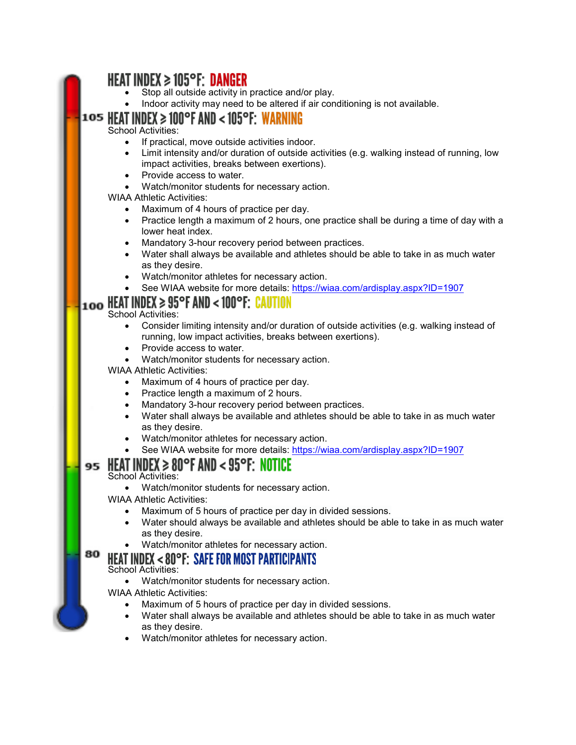## HEAT INDEX ≥ 105°F: DANGER

- Stop all outside activity in practice and/or play.
- Indoor activity may need to be altered if air conditioning is not available.

105

## HEAT INDEX ≥ 100°F AND < 105°F: WARNING

School Activities:

- If practical, move outside activities indoor.
- Limit intensity and/or duration of outside activities (e.g. walking instead of running, low impact activities, breaks between exertions).
- Provide access to water.
- Watch/monitor students for necessary action.

WIAA Athletic Activities:

- Maximum of 4 hours of practice per day.
- Practice length a maximum of 2 hours, one practice shall be during a time of day with a lower heat index.
- Mandatory 3-hour recovery period between practices.
- Water shall always be available and athletes should be able to take in as much water as they desire.
- Watch/monitor athletes for necessary action.
- See WIAA website for more details: https://wiaa.com/ardisplay.aspx?ID=1907

100

## HEAT INDEX ≥ 95°F AND < 100°F: CAUTION

School Activities:

- Consider limiting intensity and/or duration of outside activities (e.g. walking instead of running, low impact activities, breaks between exertions).
- Provide access to water.
- Watch/monitor students for necessary action.

WIAA Athletic Activities:

- Maximum of 4 hours of practice per day.
- Practice length a maximum of 2 hours.
- Mandatory 3-hour recovery period between practices.
- Water shall always be available and athletes should be able to take in as much water as they desire.
- Watch/monitor athletes for necessary action.
- See WIAA website for more details: https://wiaa.com/ardisplay.aspx?ID=1907

95

## HEAT INDEX ≥ 80°F AND < 95°F: NOTICE

School Activities:

- Watch/monitor students for necessary action.

WIAA Athletic Activities:

- Maximum of 5 hours of practice per day in divided sessions.
- Water should always be available and athletes should be able to take in as much water as they desire.
- Watch/monitor athletes for necessary action.

80

## HEAT INDEX < 80°F: SAFE FOR MOST PARTICIPANTS

School Activities:

- Watch/monitor students for necessary action.

WIAA Athletic Activities:

- Maximum of 5 hours of practice per day in divided sessions.
- Water shall always be available and athletes should be able to take in as much water as they desire.
- Watch/monitor athletes for necessary action.